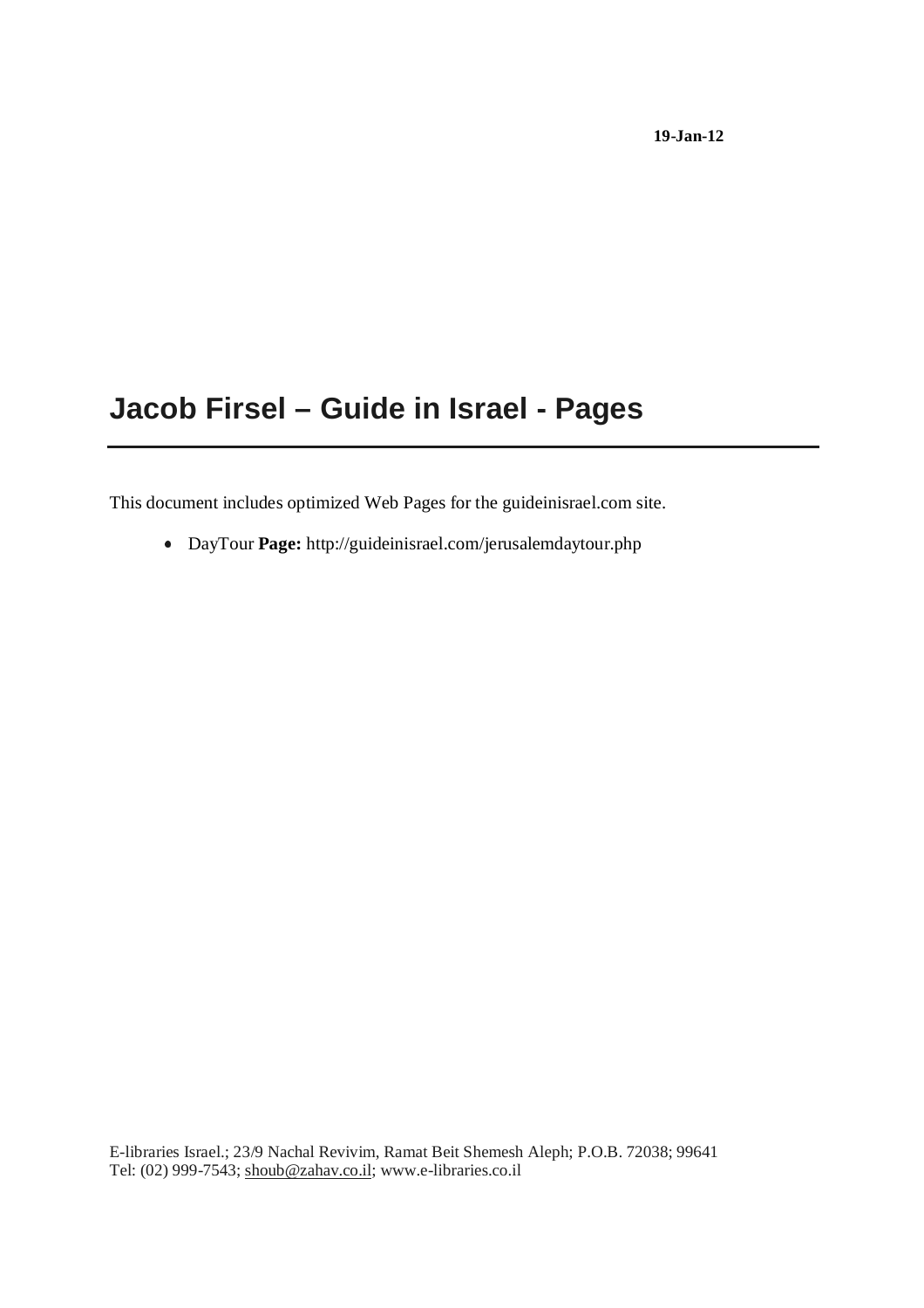**19-Jan-12**

# Jacob Firsel – Guide in Israel - Pages

This document includes optimized Web Pages for the guideinisrael.com site.

- DayTour **Page:** http://guideinisrael.com/jerusalemdaytour.php

E-libraries Israel.; 23/9 Nachal Revivim, Ramat Beit Shemesh Aleph; P.O.B. 72038; 99641
Tel: (02) 999-7543; shoub@zahav.co.il; www.e-libraries.co.il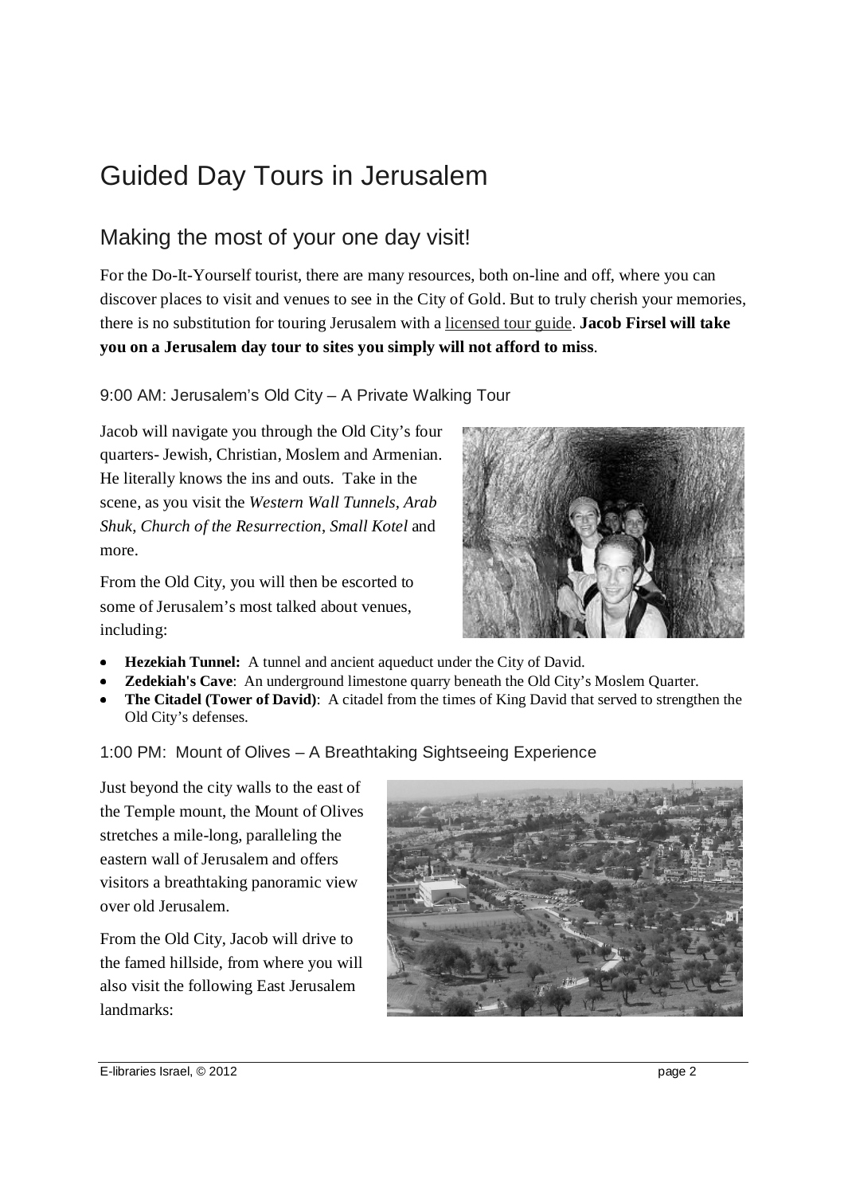# Guided Day Tours in Jerusalem

## Making the most of your one day visit!

For the Do-It-Yourself tourist, there are many resources, both on-line and off, where you can discover places to visit and venues to see in the City of Gold. But to truly cherish your memories, there is no substitution for touring Jerusalem with a licensed tour guide. **Jacob Firsel will take you on a Jerusalem day tour to sites you simply will not afford to miss**.

### 9:00 AM: Jerusalem's Old City – A Private Walking Tour

Jacob will navigate you through the Old City's four quarters- Jewish, Christian, Moslem and Armenian. He literally knows the ins and outs. Take in the scene, as you visit the *Western Wall Tunnels, Arab Shuk, Church of the Resurrection, Small Kotel* and more.

From the Old City, you will then be escorted to some of Jerusalem's most talked about venues, including:

- **Hezekiah Tunnel:** A tunnel and ancient aqueduct under the City of David.
- **Zedekiah's Cave**: An underground limestone quarry beneath the Old City's Moslem Quarter.
- **The Citadel (Tower of David)**: A citadel from the times of King David that served to strengthen the Old City's defenses.

### 1:00 PM: Mount of Olives – A Breathtaking Sightseeing Experience

Just beyond the city walls to the east of the Temple mount, the Mount of Olives stretches a mile-long, paralleling the eastern wall of Jerusalem and offers visitors a breathtaking panoramic view over old Jerusalem.

From the Old City, Jacob will drive to the famed hillside, from where you will also visit the following East Jerusalem landmarks: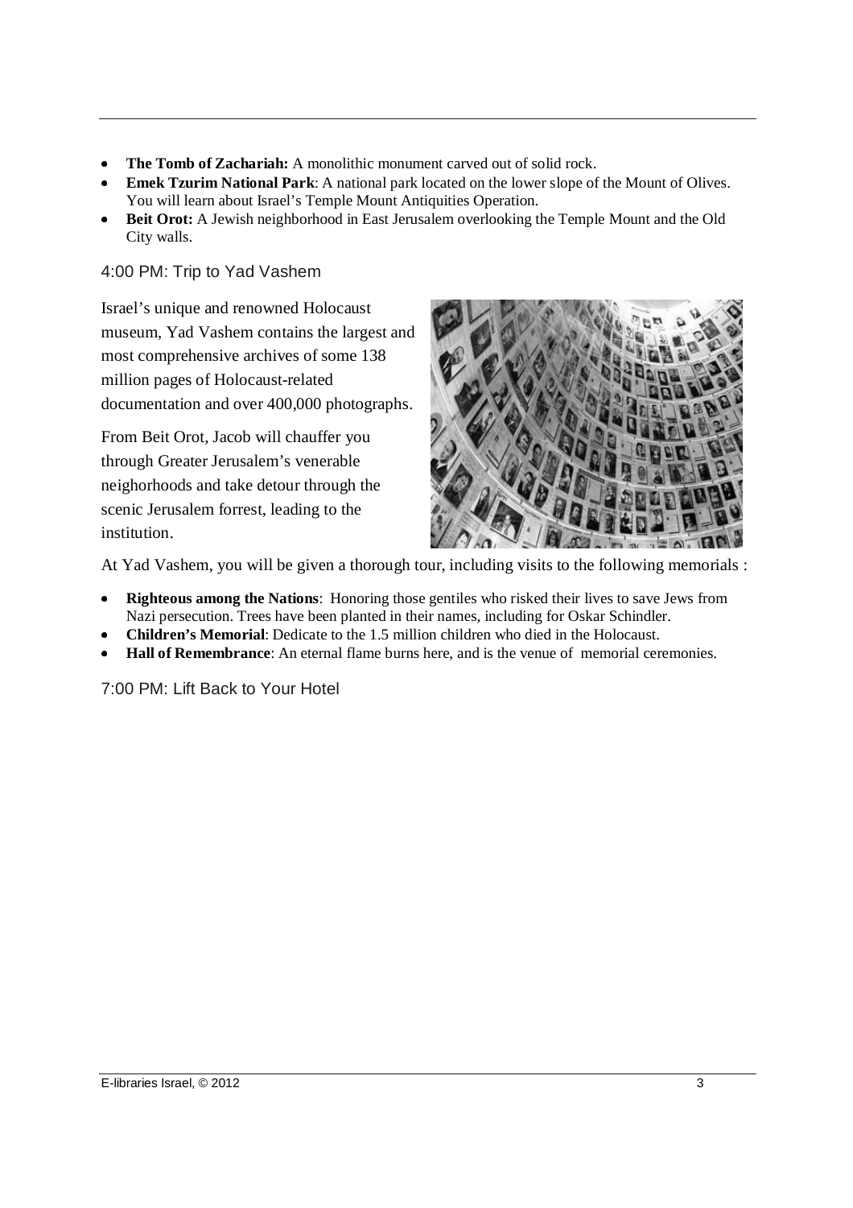- **The Tomb of Zachariah:** A monolithic monument carved out of solid rock.
- **Emek Tzurim National Park**: A national park located on the lower slope of the Mount of Olives. You will learn about Israel's Temple Mount Antiquities Operation.
- **Beit Orot:** A Jewish neighborhood in East Jerusalem overlooking the Temple Mount and the Old City walls.

## 4:00 PM: Trip to Yad Vashem

Israel's unique and renowned Holocaust museum, Yad Vashem contains the largest and most comprehensive archives of some 138 million pages of Holocaust-related documentation and over 400,000 photographs.

From Beit Orot, Jacob will chauffer you through Greater Jerusalem's venerable neighorhoods and take detour through the scenic Jerusalem forrest, leading to the institution.

At Yad Vashem, you will be given a thorough tour, including visits to the following memorials :

- **Righteous among the Nations**: Honoring those gentiles who risked their lives to save Jews from Nazi persecution. Trees have been planted in their names, including for Oskar Schindler.
- **Children's Memorial**: Dedicate to the 1.5 million children who died in the Holocaust.
- **Hall of Remembrance**: An eternal flame burns here, and is the venue of memorial ceremonies.

## 7:00 PM: Lift Back to Your Hotel